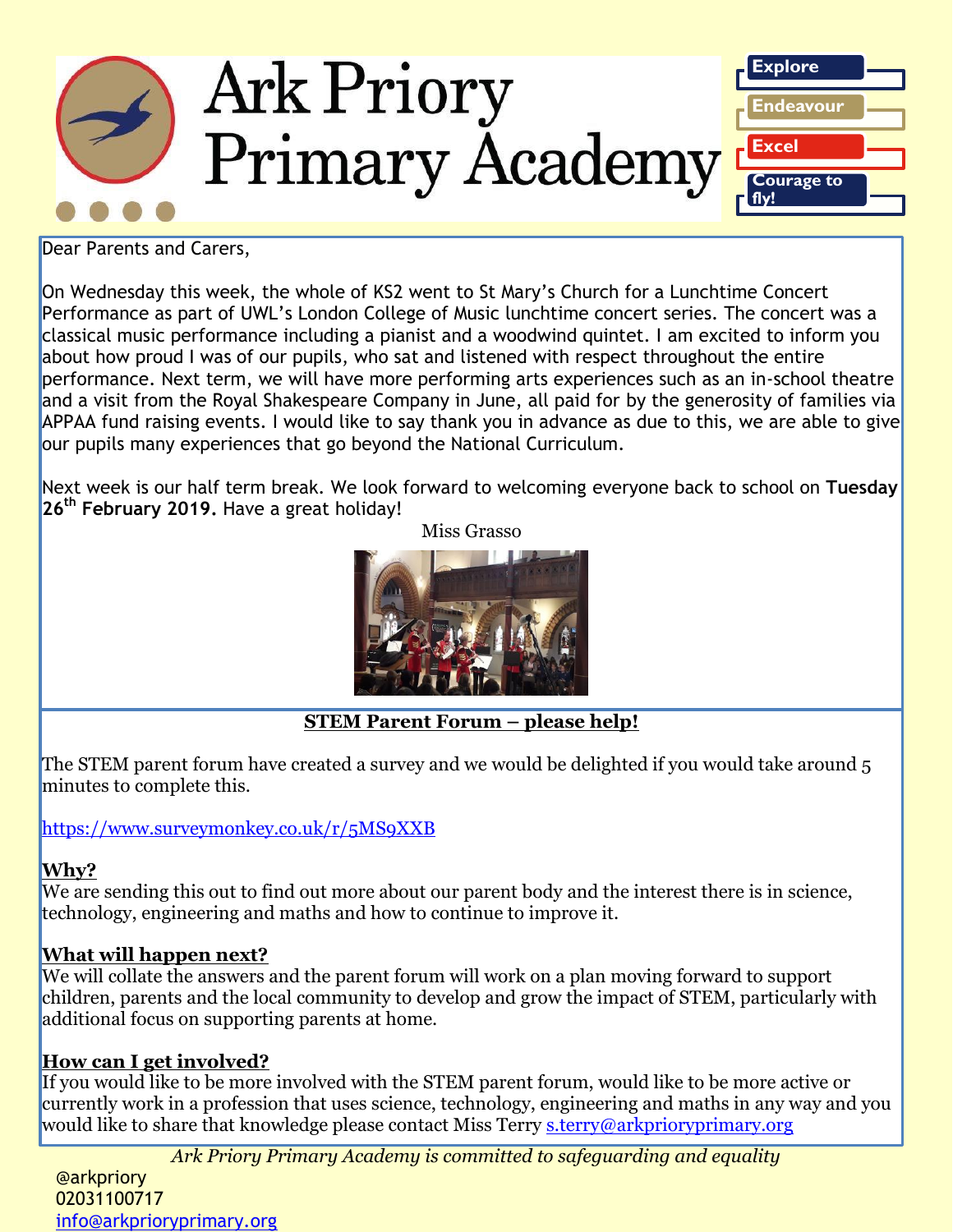# Ark Priory Primary Academy

Explore

Endeavour

Excel

Courage to fly!

Dear Parents and Carers,

On Wednesday this week, the whole of KS2 went to St Mary's Church for a Lunchtime Concert Performance as part of UWL's London College of Music lunchtime concert series. The concert was a classical music performance including a pianist and a woodwind quintet. I am excited to inform you about how proud I was of our pupils, who sat and listened with respect throughout the entire performance. Next term, we will have more performing arts experiences such as an in-school theatre and a visit from the Royal Shakespeare Company in June, all paid for by the generosity of families via APPAA fund raising events. I would like to say thank you in advance as due to this, we are able to give our pupils many experiences that go beyond the National Curriculum.

Next week is our half term break. We look forward to welcoming everyone back to school on **Tuesday 26th February 2019.** Have a great holiday!

Miss Grasso

## STEM Parent Forum – please help!

The STEM parent forum have created a survey and we would be delighted if you would take around 5 minutes to complete this.

https://www.surveymonkey.co.uk/r/5MS9XXB

### Why?

We are sending this out to find out more about our parent body and the interest there is in science, technology, engineering and maths and how to continue to improve it.

### What will happen next?

We will collate the answers and the parent forum will work on a plan moving forward to support children, parents and the local community to develop and grow the impact of STEM, particularly with additional focus on supporting parents at home.

### How can I get involved?

If you would like to be more involved with the STEM parent forum, would like to be more active or currently work in a profession that uses science, technology, engineering and maths in any way and you would like to share that knowledge please contact Miss Terry s.terry@arkprioryprimary.org

*Ark Priory Primary Academy is committed to safeguarding and equality*

@arkpriory
02031100717
info@arkprioryprimary.org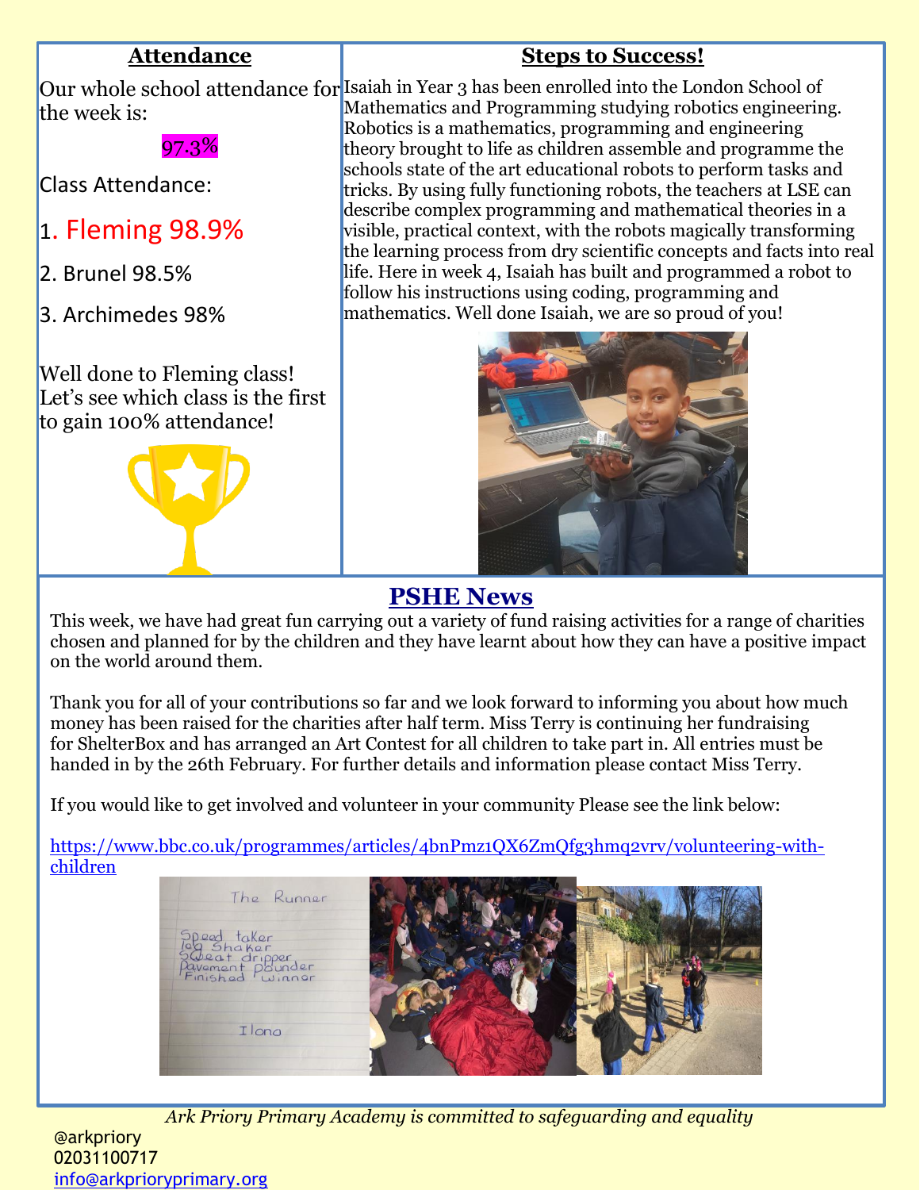## Attendance

Our whole school attendance for the week is:

97.3%

Class Attendance:

1. Fleming 98.9%
2. Brunel 98.5%
3. Archimedes 98%

Well done to Fleming class! Let's see which class is the first to gain 100% attendance!

## Steps to Success!

Isaiah in Year 3 has been enrolled into the London School of Mathematics and Programming studying robotics engineering. Robotics is a mathematics, programming and engineering theory brought to life as children assemble and programme the schools state of the art educational robots to perform tasks and tricks. By using fully functioning robots, the teachers at LSE can describe complex programming and mathematical theories in a visible, practical context, with the robots magically transforming the learning process from dry scientific concepts and facts into real life. Here in week 4, Isaiah has built and programmed a robot to follow his instructions using coding, programming and mathematics. Well done Isaiah, we are so proud of you!

## PSHE News

This week, we have had great fun carrying out a variety of fund raising activities for a range of charities chosen and planned for by the children and they have learnt about how they can have a positive impact on the world around them.

Thank you for all of your contributions so far and we look forward to informing you about how much money has been raised for the charities after half term. Miss Terry is continuing her fundraising for ShelterBox and has arranged an Art Contest for all children to take part in. All entries must be handed in by the 26th February. For further details and information please contact Miss Terry.

If you would like to get involved and volunteer in your community Please see the link below:

https://www.bbc.co.uk/programmes/articles/4bnPmz1QX6ZmQfg3hmq2vrv/volunteering-with-children

*Ark Priory Primary Academy is committed to safeguarding and equality*

@arkpriory
02031100717
info@arkprioryprimary.org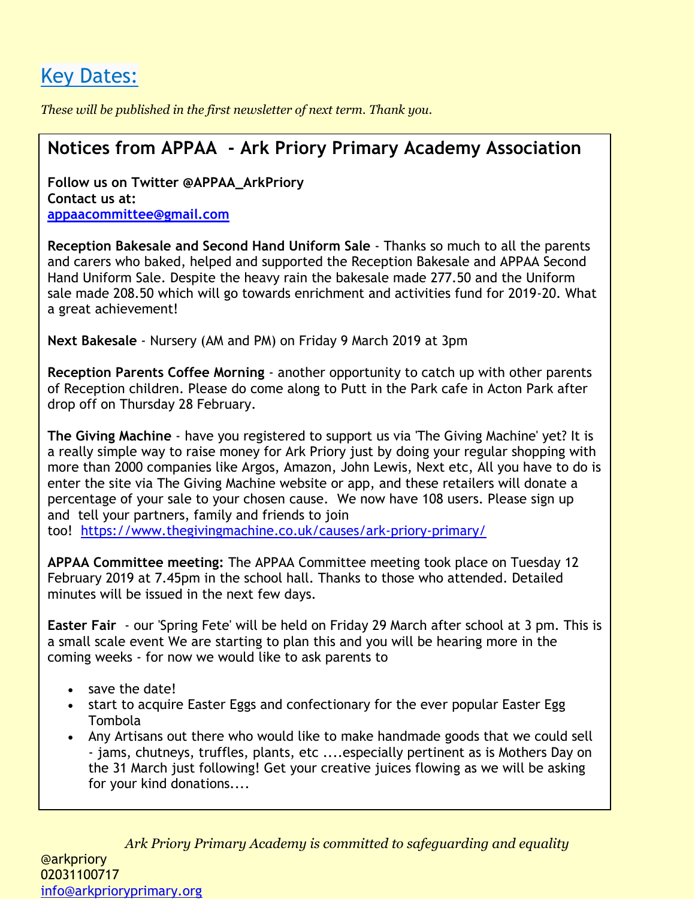## Key Dates:

*These will be published in the first newsletter of next term. Thank you.*

### Notices from APPAA - Ark Priory Primary Academy Association

**Follow us on Twitter @APPAA_ArkPriory**
**Contact us at:**
appaacommittee@gmail.com

**Reception Bakesale and Second Hand Uniform Sale** - Thanks so much to all the parents and carers who baked, helped and supported the Reception Bakesale and APPAA Second Hand Uniform Sale. Despite the heavy rain the bakesale made 277.50 and the Uniform sale made 208.50 which will go towards enrichment and activities fund for 2019-20. What a great achievement!

**Next Bakesale** - Nursery (AM and PM) on Friday 9 March 2019 at 3pm

**Reception Parents Coffee Morning** - another opportunity to catch up with other parents of Reception children. Please do come along to Putt in the Park cafe in Acton Park after drop off on Thursday 28 February.

**The Giving Machine** - have you registered to support us via 'The Giving Machine' yet? It is a really simple way to raise money for Ark Priory just by doing your regular shopping with more than 2000 companies like Argos, Amazon, John Lewis, Next etc, All you have to do is enter the site via The Giving Machine website or app, and these retailers will donate a percentage of your sale to your chosen cause. We now have 108 users. Please sign up and tell your partners, family and friends to join too! https://www.thegivingmachine.co.uk/causes/ark-priory-primary/

**APPAA Committee meeting:** The APPAA Committee meeting took place on Tuesday 12 February 2019 at 7.45pm in the school hall. Thanks to those who attended. Detailed minutes will be issued in the next few days.

**Easter Fair** - our 'Spring Fete' will be held on Friday 29 March after school at 3 pm. This is a small scale event We are starting to plan this and you will be hearing more in the coming weeks - for now we would like to ask parents to

- save the date!
- start to acquire Easter Eggs and confectionary for the ever popular Easter Egg Tombola
- Any Artisans out there who would like to make handmade goods that we could sell - jams, chutneys, truffles, plants, etc ....especially pertinent as is Mothers Day on the 31 March just following! Get your creative juices flowing as we will be asking for your kind donations....

*Ark Priory Primary Academy is committed to safeguarding and equality*

@arkpriory
02031100717
info@arkprioryprimary.org